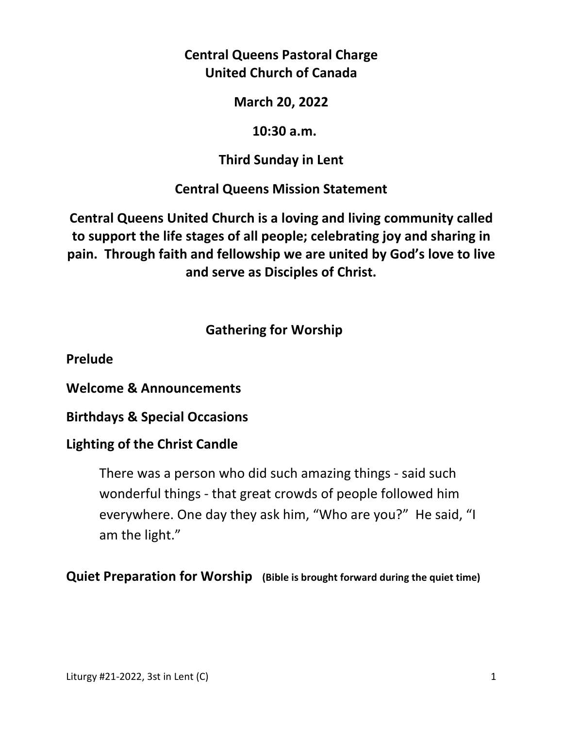**Central Queens Pastoral Charge**
**United Church of Canada**

**March 20, 2022**

**10:30 a.m.**

**Third Sunday in Lent**

**Central Queens Mission Statement**

**Central Queens United Church is a loving and living community called to support the life stages of all people; celebrating joy and sharing in pain. Through faith and fellowship we are united by God's love to live and serve as Disciples of Christ.**

## Gathering for Worship

**Prelude**

**Welcome & Announcements**

**Birthdays & Special Occasions**

**Lighting of the Christ Candle**

> There was a person who did such amazing things - said such wonderful things - that great crowds of people followed him everywhere. One day they ask him, "Who are you?" He said, "I am the light."

**Quiet Preparation for Worship** **(Bible is brought forward during the quiet time)**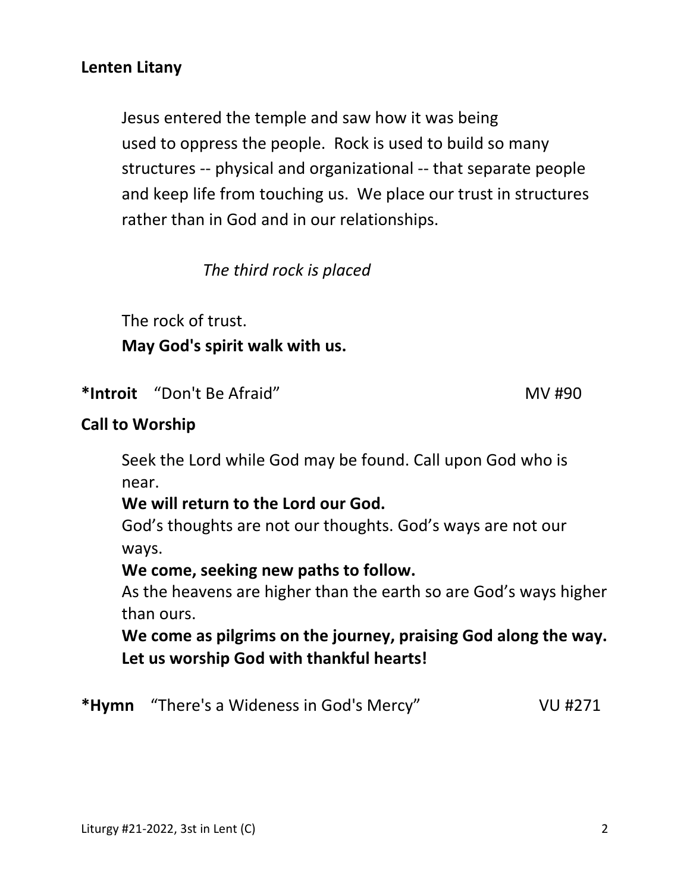**Lenten Litany**

Jesus entered the temple and saw how it was being used to oppress the people. Rock is used to build so many structures -- physical and organizational -- that separate people and keep life from touching us. We place our trust in structures rather than in God and in our relationships.

*The third rock is placed*

The rock of trust.
**May God's spirit walk with us.**

***Introit** "Don't Be Afraid" MV #90

**Call to Worship**

Seek the Lord while God may be found. Call upon God who is near.
**We will return to the Lord our God.**
God's thoughts are not our thoughts. God's ways are not our ways.
**We come, seeking new paths to follow.**
As the heavens are higher than the earth so are God's ways higher than ours.
**We come as pilgrims on the journey, praising God along the way. Let us worship God with thankful hearts!**

***Hymn** "There's a Wideness in God's Mercy" VU #271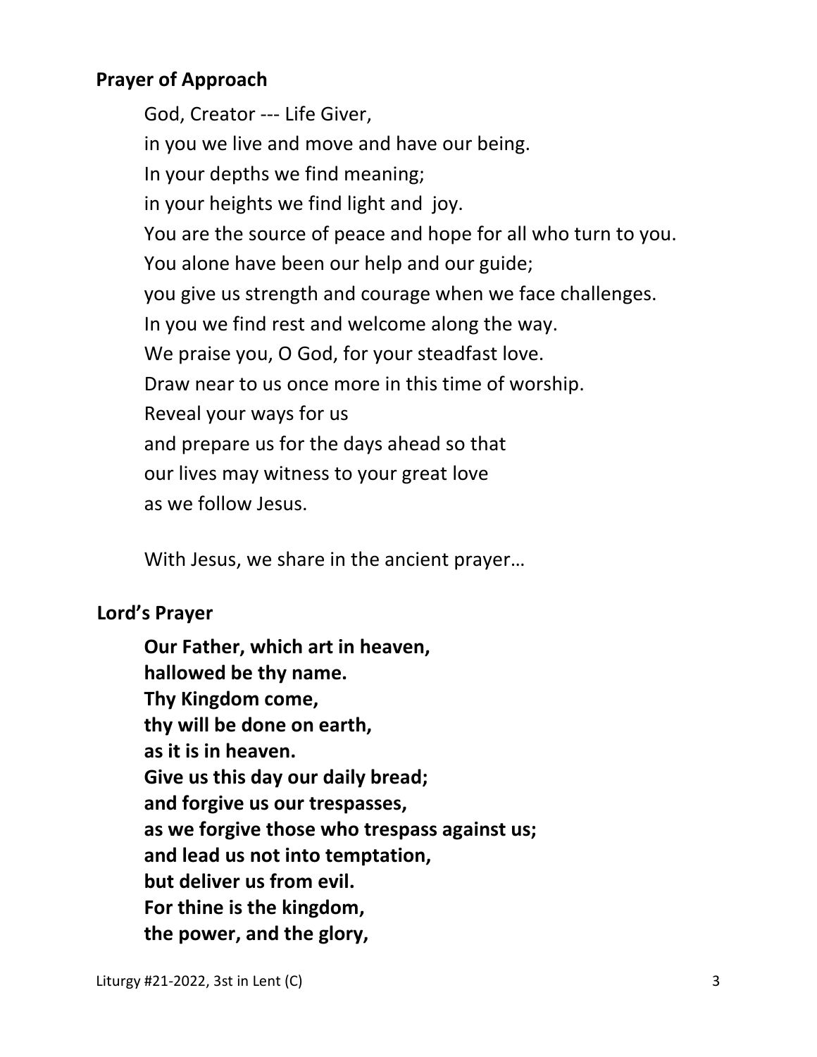**Prayer of Approach**

God, Creator --- Life Giver,
in you we live and move and have our being.
In your depths we find meaning;
in your heights we find light and joy.
You are the source of peace and hope for all who turn to you.
You alone have been our help and our guide;
you give us strength and courage when we face challenges.
In you we find rest and welcome along the way.
We praise you, O God, for your steadfast love.
Draw near to us once more in this time of worship.
Reveal your ways for us
and prepare us for the days ahead so that
our lives may witness to your great love
as we follow Jesus.

With Jesus, we share in the ancient prayer…

**Lord's Prayer**

**Our Father, which art in heaven,**
**hallowed be thy name.**
**Thy Kingdom come,**
**thy will be done on earth,**
**as it is in heaven.**
**Give us this day our daily bread;**
**and forgive us our trespasses,**
**as we forgive those who trespass against us;**
**and lead us not into temptation,**
**but deliver us from evil.**
**For thine is the kingdom,**
**the power, and the glory,**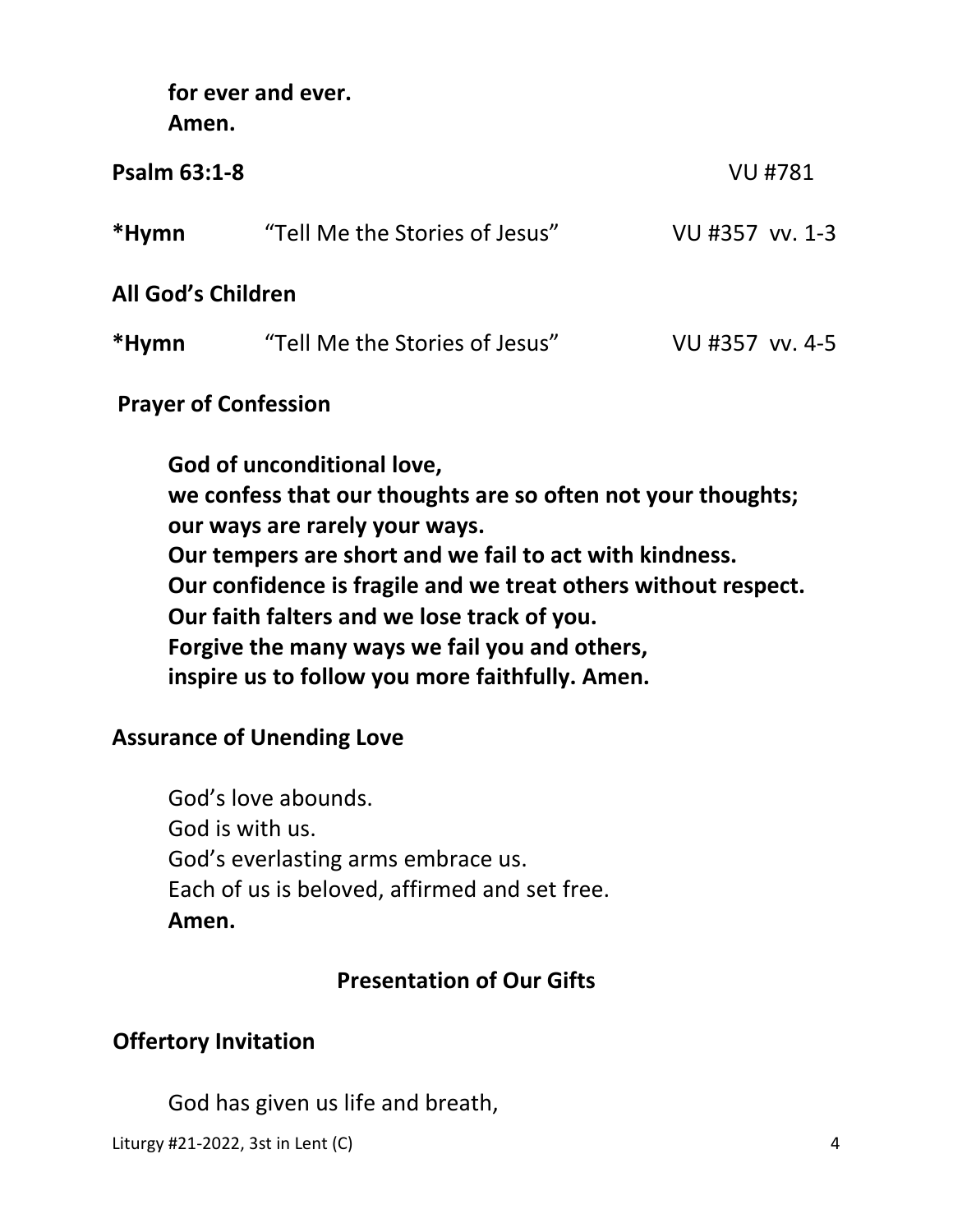**for ever and ever.**
**Amen.**

**Psalm 63:1-8** VU #781

**\*Hymn** "Tell Me the Stories of Jesus" VU #357 vv. 1-3

**All God's Children**

**\*Hymn** "Tell Me the Stories of Jesus" VU #357 vv. 4-5

**Prayer of Confession**

**God of unconditional love,**
**we confess that our thoughts are so often not your thoughts;**
**our ways are rarely your ways.**
**Our tempers are short and we fail to act with kindness.**
**Our confidence is fragile and we treat others without respect.**
**Our faith falters and we lose track of you.**
**Forgive the many ways we fail you and others,**
**inspire us to follow you more faithfully. Amen.**

**Assurance of Unending Love**

God's love abounds.
God is with us.
God's everlasting arms embrace us.
Each of us is beloved, affirmed and set free.
**Amen.**

**Presentation of Our Gifts**

**Offertory Invitation**

God has given us life and breath,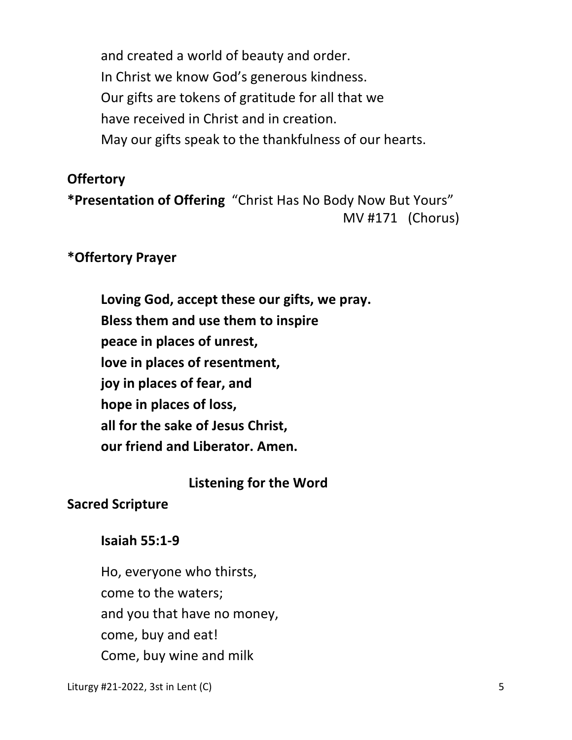and created a world of beauty and order.
In Christ we know God's generous kindness.
Our gifts are tokens of gratitude for all that we
have received in Christ and in creation.
May our gifts speak to the thankfulness of our hearts.

**Offertory**

**\*Presentation of Offering** "Christ Has No Body Now But Yours"
MV #171 (Chorus)

**\*Offertory Prayer**

**Loving God, accept these our gifts, we pray.**
**Bless them and use them to inspire**
**peace in places of unrest,**
**love in places of resentment,**
**joy in places of fear, and**
**hope in places of loss,**
**all for the sake of Jesus Christ,**
**our friend and Liberator. Amen.**

## Listening for the Word

**Sacred Scripture**

**Isaiah 55:1-9**

Ho, everyone who thirsts,
come to the waters;
and you that have no money,
come, buy and eat!
Come, buy wine and milk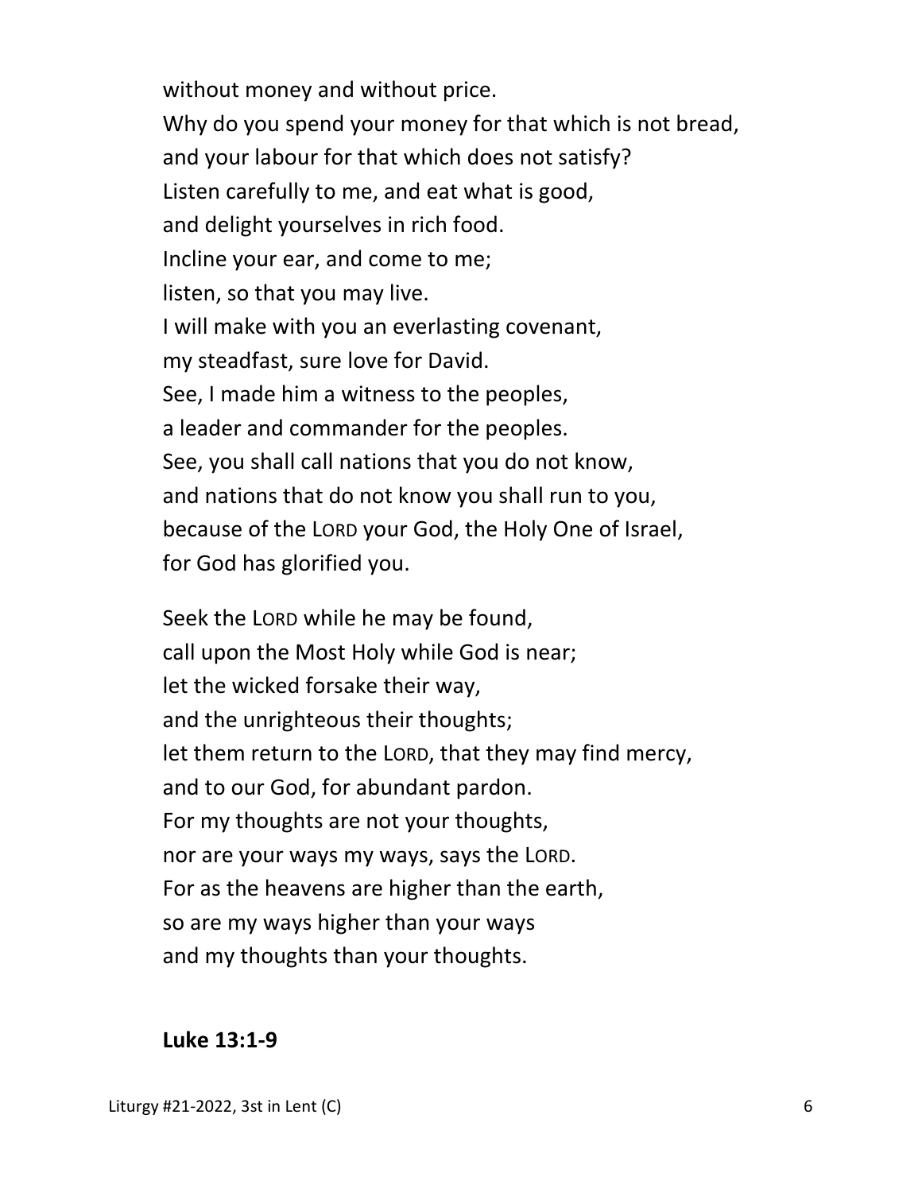without money and without price.
Why do you spend your money for that which is not bread,
and your labour for that which does not satisfy?
Listen carefully to me, and eat what is good,
and delight yourselves in rich food.
Incline your ear, and come to me;
listen, so that you may live.
I will make with you an everlasting covenant,
my steadfast, sure love for David.
See, I made him a witness to the peoples,
a leader and commander for the peoples.
See, you shall call nations that you do not know,
and nations that do not know you shall run to you,
because of the LORD your God, the Holy One of Israel,
for God has glorified you.

Seek the LORD while he may be found,
call upon the Most Holy while God is near;
let the wicked forsake their way,
and the unrighteous their thoughts;
let them return to the LORD, that they may find mercy,
and to our God, for abundant pardon.
For my thoughts are not your thoughts,
nor are your ways my ways, says the LORD.
For as the heavens are higher than the earth,
so are my ways higher than your ways
and my thoughts than your thoughts.

**Luke 13:1-9**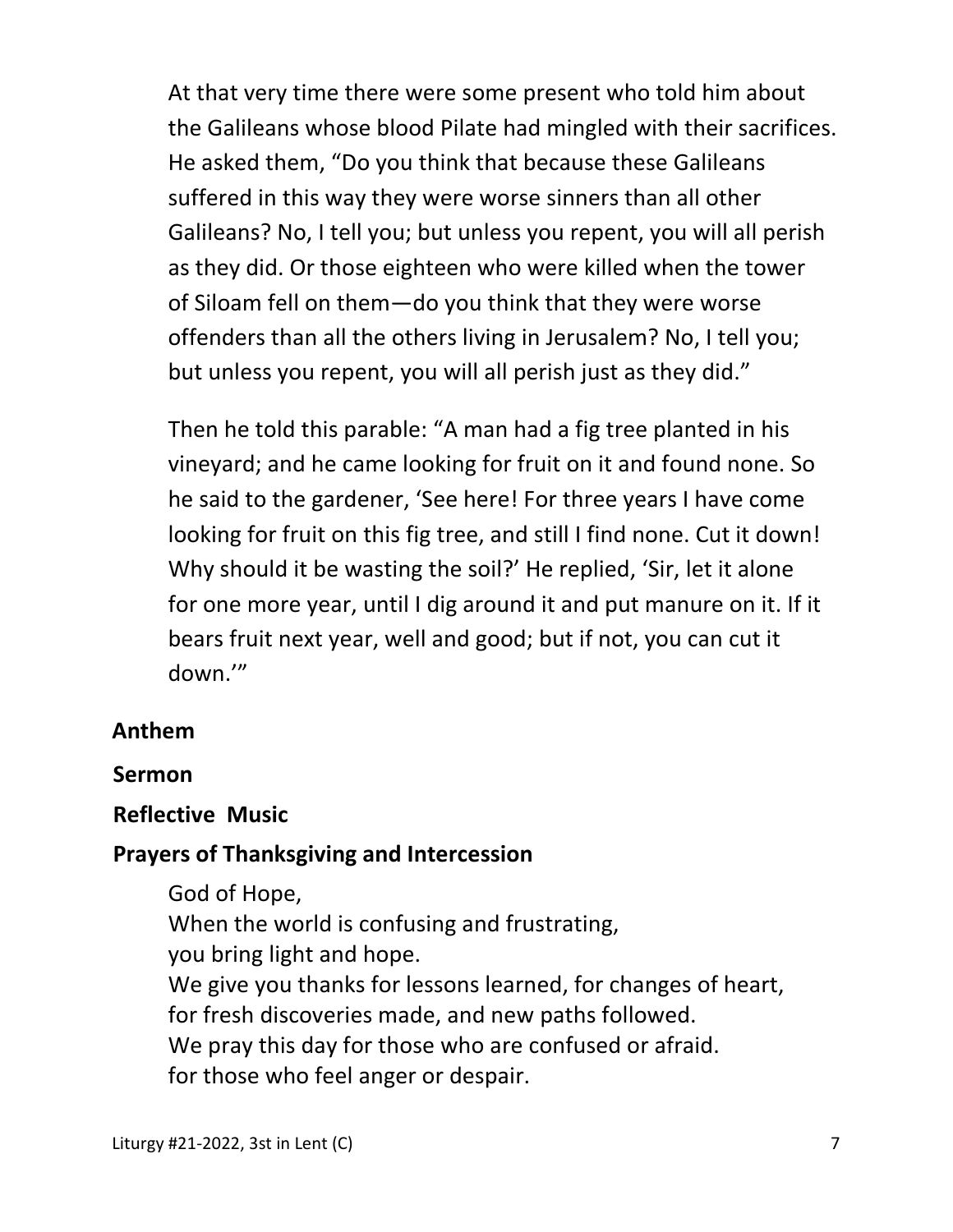At that very time there were some present who told him about the Galileans whose blood Pilate had mingled with their sacrifices. He asked them, "Do you think that because these Galileans suffered in this way they were worse sinners than all other Galileans? No, I tell you; but unless you repent, you will all perish as they did. Or those eighteen who were killed when the tower of Siloam fell on them—do you think that they were worse offenders than all the others living in Jerusalem? No, I tell you; but unless you repent, you will all perish just as they did."

Then he told this parable: "A man had a fig tree planted in his vineyard; and he came looking for fruit on it and found none. So he said to the gardener, 'See here! For three years I have come looking for fruit on this fig tree, and still I find none. Cut it down! Why should it be wasting the soil?' He replied, 'Sir, let it alone for one more year, until I dig around it and put manure on it. If it bears fruit next year, well and good; but if not, you can cut it down.'"

**Anthem**

**Sermon**

**Reflective Music**

**Prayers of Thanksgiving and Intercession**

God of Hope,  
When the world is confusing and frustrating,  
you bring light and hope.  
We give you thanks for lessons learned, for changes of heart,  
for fresh discoveries made, and new paths followed.  
We pray this day for those who are confused or afraid.  
for those who feel anger or despair.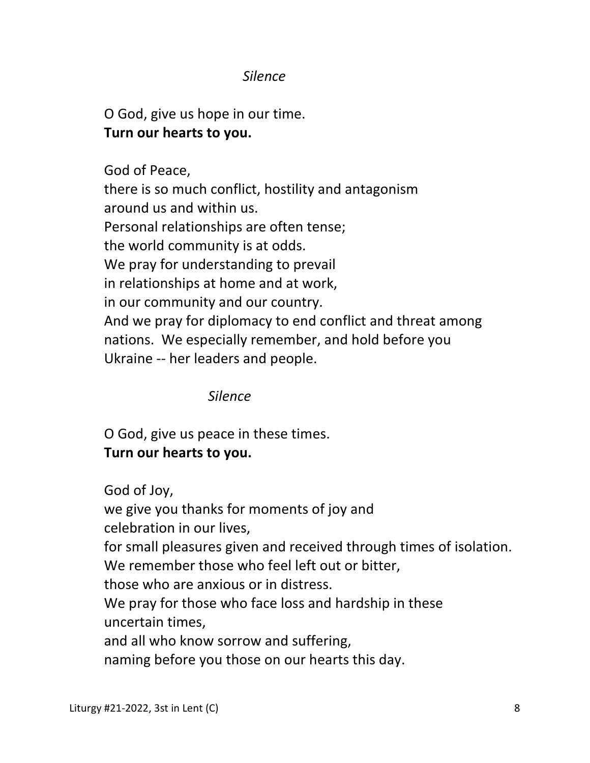*Silence*

O God, give us hope in our time.  
**Turn our hearts to you.**

God of Peace,  
there is so much conflict, hostility and antagonism  
around us and within us.  
Personal relationships are often tense;  
the world community is at odds.  
We pray for understanding to prevail  
in relationships at home and at work,  
in our community and our country.  
And we pray for diplomacy to end conflict and threat among nations. We especially remember, and hold before you Ukraine -- her leaders and people.

*Silence*

O God, give us peace in these times.  
**Turn our hearts to you.**

God of Joy,  
we give you thanks for moments of joy and  
celebration in our lives,  
for small pleasures given and received through times of isolation.  
We remember those who feel left out or bitter,  
those who are anxious or in distress.  
We pray for those who face loss and hardship in these  
uncertain times,  
and all who know sorrow and suffering,  
naming before you those on our hearts this day.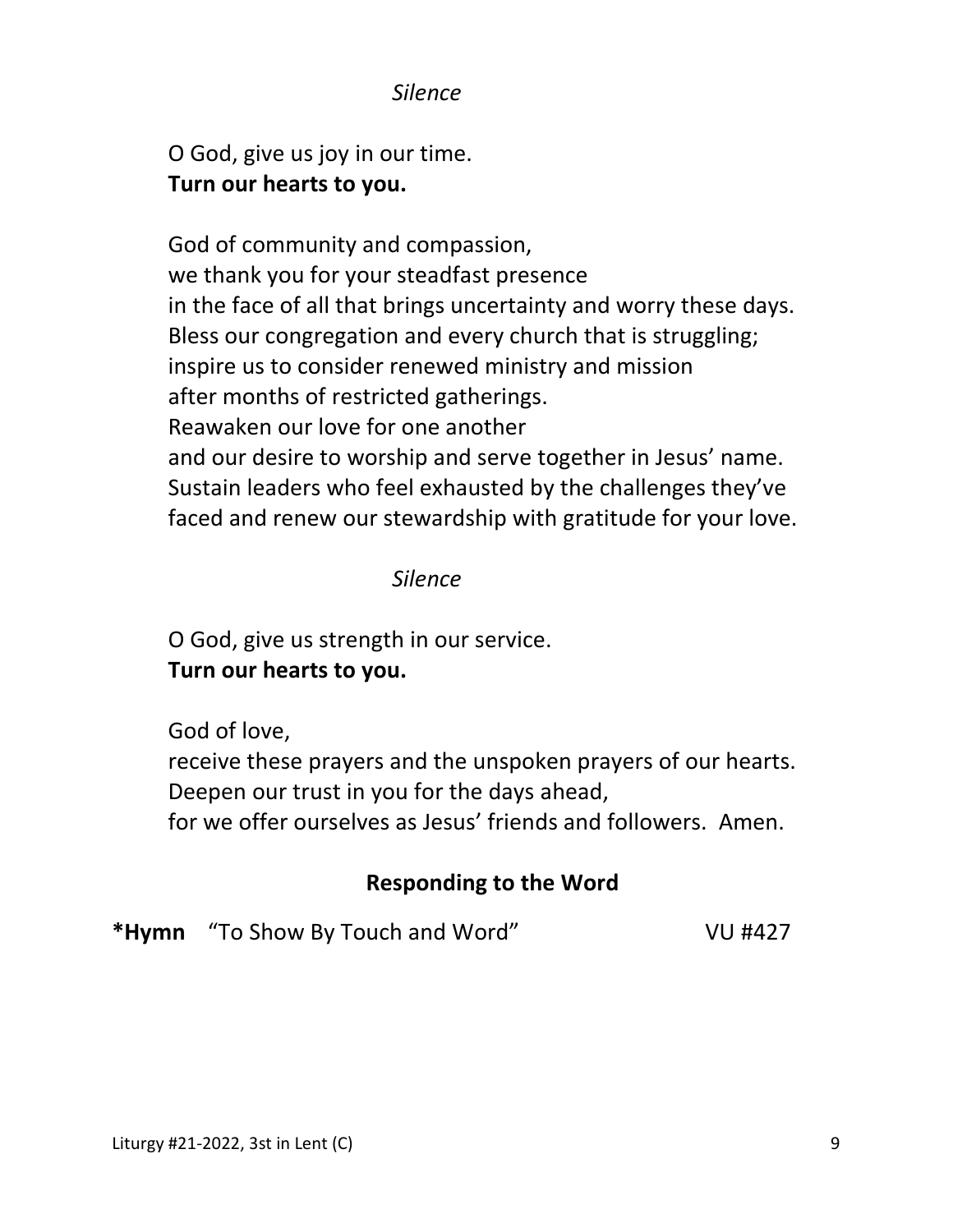*Silence*

O God, give us joy in our time.
**Turn our hearts to you.**

God of community and compassion,
we thank you for your steadfast presence
in the face of all that brings uncertainty and worry these days.
Bless our congregation and every church that is struggling;
inspire us to consider renewed ministry and mission
after months of restricted gatherings.
Reawaken our love for one another
and our desire to worship and serve together in Jesus' name.
Sustain leaders who feel exhausted by the challenges they've
faced and renew our stewardship with gratitude for your love.

*Silence*

O God, give us strength in our service.
**Turn our hearts to you.**

God of love,
receive these prayers and the unspoken prayers of our hearts.
Deepen our trust in you for the days ahead,
for we offer ourselves as Jesus' friends and followers. Amen.

## Responding to the Word

**\*Hymn** "To Show By Touch and Word" VU #427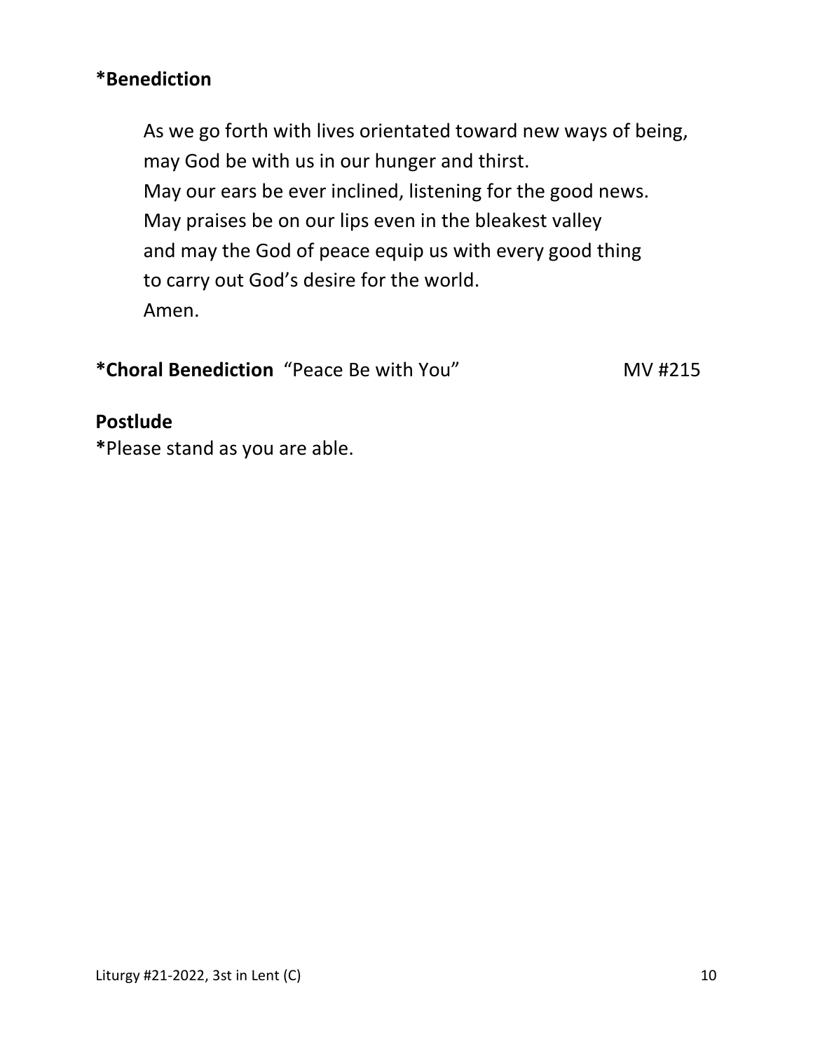**\*Benediction**

As we go forth with lives orientated toward new ways of being,
may God be with us in our hunger and thirst.
May our ears be ever inclined, listening for the good news.
May praises be on our lips even in the bleakest valley
and may the God of peace equip us with every good thing
to carry out God's desire for the world.
Amen.

**\*Choral Benediction** "Peace Be with You" MV #215

**Postlude**

**\***Please stand as you are able.